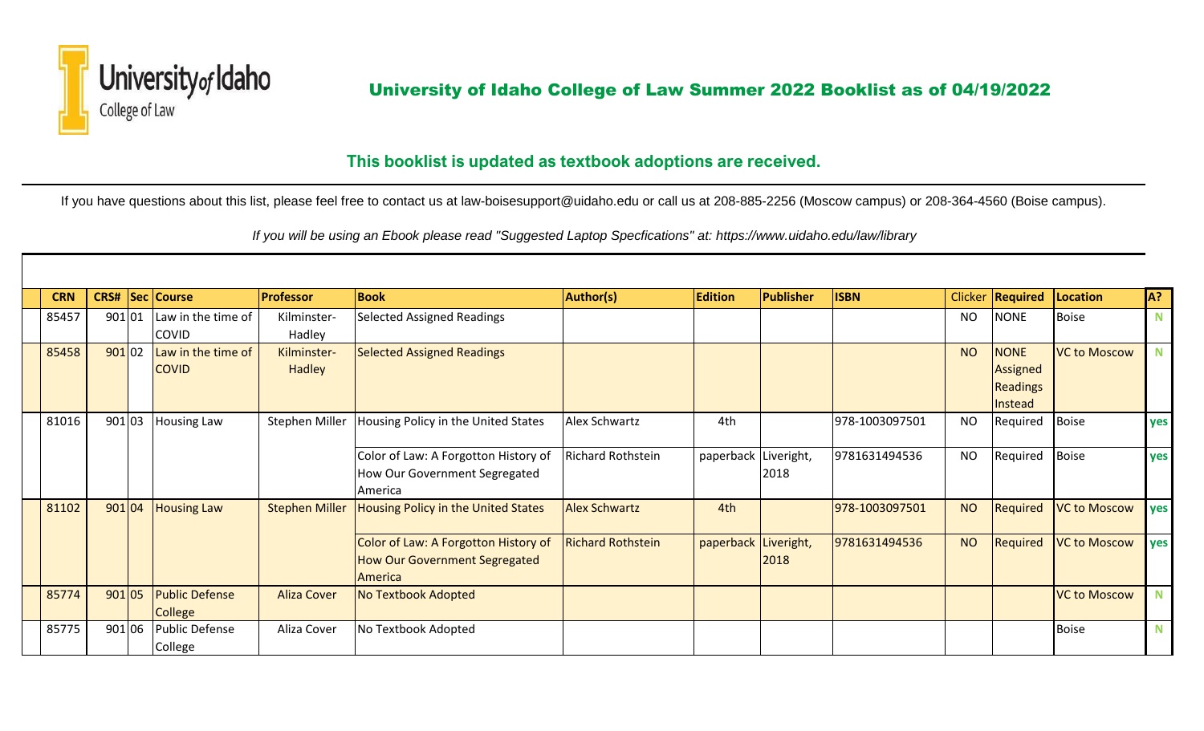# University of Idaho College of Law Summer 2022 Booklist as of 04/19/2022

## This booklist is updated as textbook adoptions are received.

If you have questions about this list, please feel free to contact us at law-boisesupport@uidaho.edu or call us at 208-885-2256 (Moscow campus) or 208-364-4560 (Boise campus).

*If you will be using an Ebook please read "Suggested Laptop Specfications" at: https://www.uidaho.edu/law/library*

| CRN | CRS# | Sec | Course | Professor | Book | Author(s) | Edition | Publisher | ISBN | Clicker | Required | Location | A? |
|---|---|---|---|---|---|---|---|---|---|---|---|---|---|
| 85457 | 901 | 01 | Law in the time of COVID | Kilminster-Hadley | Selected Assigned Readings | | | | | NO | NONE | Boise | N |
| 85458 | 901 | 02 | Law in the time of COVID | Kilminster-Hadley | Selected Assigned Readings | | | | | NO | NONE Assigned Readings Instead | VC to Moscow | N |
| 81016 | 901 | 03 | Housing Law | Stephen Miller | Housing Policy in the United States | Alex Schwartz | 4th | | 978-1003097501 | NO | Required | Boise | yes |
| | | | | | Color of Law: A Forgotton History of How Our Government Segregated America | Richard Rothstein | paperback | Liveright, 2018 | 9781631494536 | NO | Required | Boise | yes |
| 81102 | 901 | 04 | Housing Law | Stephen Miller | Housing Policy in the United States | Alex Schwartz | 4th | | 978-1003097501 | NO | Required | VC to Moscow | yes |
| | | | | | Color of Law: A Forgotton History of How Our Government Segregated America | Richard Rothstein | paperback | Liveright, 2018 | 9781631494536 | NO | Required | VC to Moscow | yes |
| 85774 | 901 | 05 | Public Defense College | Aliza Cover | No Textbook Adopted | | | | | | | VC to Moscow | N |
| 85775 | 901 | 06 | Public Defense College | Aliza Cover | No Textbook Adopted | | | | | | | Boise | N |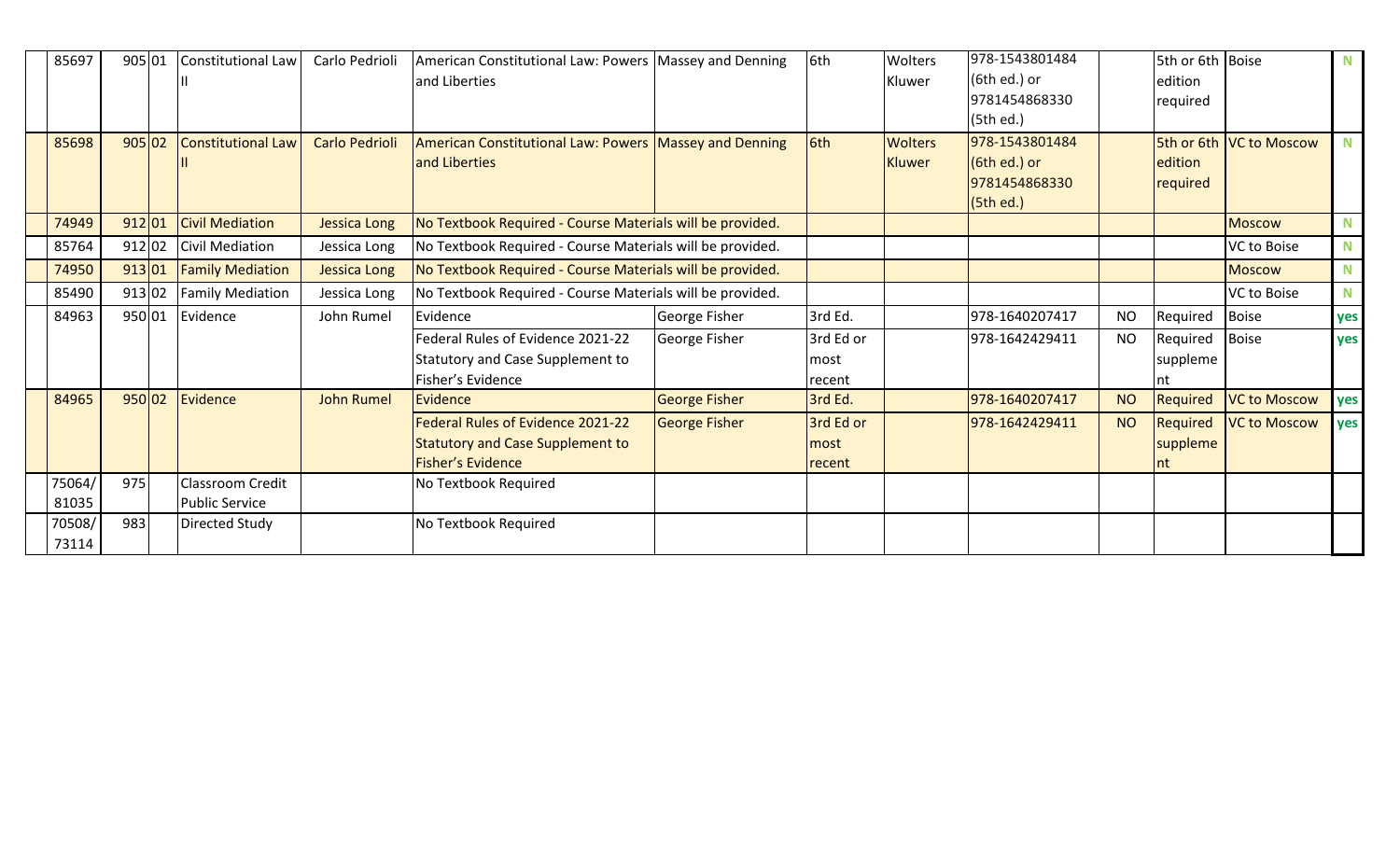| | | | | | | | | | | | | | |
|---|---|---|---|---|---|---|---|---|---|---|---|---|---|
| 85697 | 905 | 01 | Constitutional Law II | Carlo Pedrioli | American Constitutional Law: Powers and Liberties | Massey and Denning | 6th | Wolters Kluwer | 978-1543801484 (6th ed.) or 9781454868330 (5th ed.) | | 5th or 6th edition required | Boise | N |
| 85698 | 905 | 02 | Constitutional Law II | Carlo Pedrioli | American Constitutional Law: Powers and Liberties | Massey and Denning | 6th | Wolters Kluwer | 978-1543801484 (6th ed.) or 9781454868330 (5th ed.) | | 5th or 6th edition required | VC to Moscow | N |
| 74949 | 912 | 01 | Civil Mediation | Jessica Long | No Textbook Required - Course Materials will be provided. | | | | | | | Moscow | N |
| 85764 | 912 | 02 | Civil Mediation | Jessica Long | No Textbook Required - Course Materials will be provided. | | | | | | | VC to Boise | N |
| 74950 | 913 | 01 | Family Mediation | Jessica Long | No Textbook Required - Course Materials will be provided. | | | | | | | Moscow | N |
| 85490 | 913 | 02 | Family Mediation | Jessica Long | No Textbook Required - Course Materials will be provided. | | | | | | | VC to Boise | N |
| 84963 | 950 | 01 | Evidence | John Rumel | Evidence | George Fisher | 3rd Ed. | | 978-1640207417 | NO | Required | Boise | yes |
| | | | | | Federal Rules of Evidence 2021-22 Statutory and Case Supplement to Fisher's Evidence | George Fisher | 3rd Ed or most recent | | 978-1642429411 | NO | Required supplement | Boise | yes |
| 84965 | 950 | 02 | Evidence | John Rumel | Evidence | George Fisher | 3rd Ed. | | 978-1640207417 | NO | Required | VC to Moscow | yes |
| | | | | | Federal Rules of Evidence 2021-22 Statutory and Case Supplement to Fisher's Evidence | George Fisher | 3rd Ed or most recent | | 978-1642429411 | NO | Required supplement | VC to Moscow | yes |
| 75064/ 81035 | 975 | | Classroom Credit Public Service | | No Textbook Required | | | | | | | | |
| 70508/ 73114 | 983 | | Directed Study | | No Textbook Required | | | | | | | | |